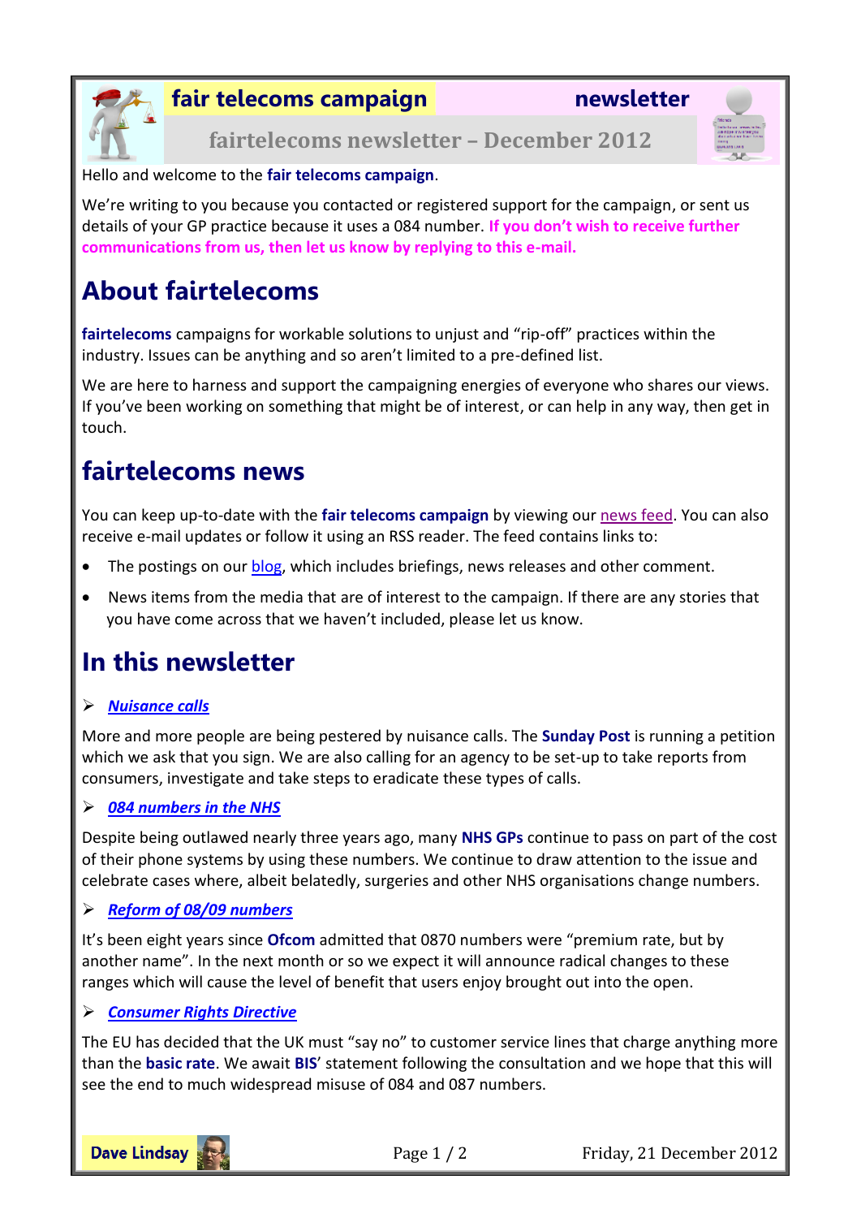**fair telecoms campaign** **newsletter**

## fairtelecoms newsletter – December 2012

Hello and welcome to the **fair telecoms campaign**.

We're writing to you because you contacted or registered support for the campaign, or sent us details of your GP practice because it uses a 084 number. **If you don't wish to receive further communications from us, then let us know by replying to this e-mail.**

# About fairtelecoms

**fairtelecoms** campaigns for workable solutions to unjust and "rip-off" practices within the industry. Issues can be anything and so aren't limited to a pre-defined list.

We are here to harness and support the campaigning energies of everyone who shares our views. If you've been working on something that might be of interest, or can help in any way, then get in touch.

# fairtelecoms news

You can keep up-to-date with the **fair telecoms campaign** by viewing our news feed. You can also receive e-mail updates or follow it using an RSS reader. The feed contains links to:

- The postings on our blog, which includes briefings, news releases and other comment.
- News items from the media that are of interest to the campaign. If there are any stories that you have come across that we haven't included, please let us know.

# In this newsletter

- ***Nuisance calls***

More and more people are being pestered by nuisance calls. The **Sunday Post** is running a petition which we ask that you sign. We are also calling for an agency to be set-up to take reports from consumers, investigate and take steps to eradicate these types of calls.

- ***084 numbers in the NHS***

Despite being outlawed nearly three years ago, many **NHS GPs** continue to pass on part of the cost of their phone systems by using these numbers. We continue to draw attention to the issue and celebrate cases where, albeit belatedly, surgeries and other NHS organisations change numbers.

- ***Reform of 08/09 numbers***

It's been eight years since **Ofcom** admitted that 0870 numbers were "premium rate, but by another name". In the next month or so we expect it will announce radical changes to these ranges which will cause the level of benefit that users enjoy brought out into the open.

- ***Consumer Rights Directive***

The EU has decided that the UK must "say no" to customer service lines that charge anything more than the **basic rate**. We await **BIS**' statement following the consultation and we hope that this will see the end to much widespread misuse of 084 and 087 numbers.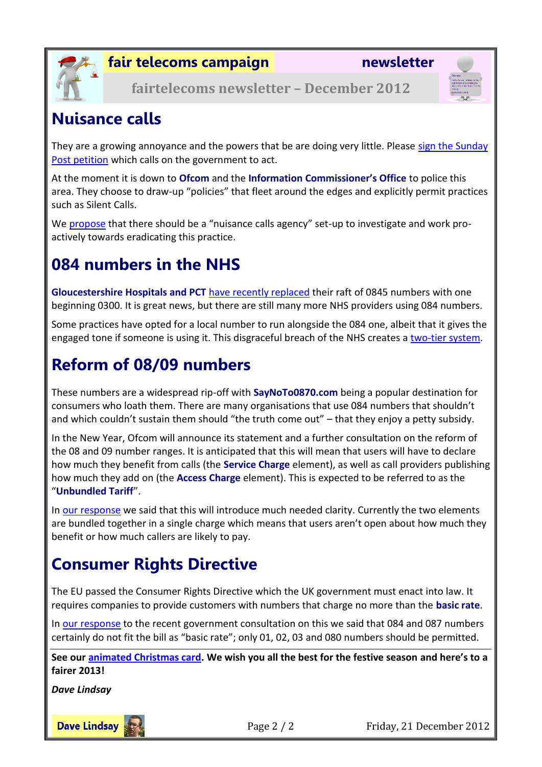# Nuisance calls

They are a growing annoyance and the powers that be are doing very little. Please sign the Sunday Post petition which calls on the government to act.

At the moment it is down to **Ofcom** and the **Information Commissioner's Office** to police this area. They choose to draw-up "policies" that fleet around the edges and explicitly permit practices such as Silent Calls.

We propose that there should be a "nuisance calls agency" set-up to investigate and work pro-actively towards eradicating this practice.

# 084 numbers in the NHS

**Gloucestershire Hospitals and PCT** have recently replaced their raft of 0845 numbers with one beginning 0300. It is great news, but there are still many more NHS providers using 084 numbers.

Some practices have opted for a local number to run alongside the 084 one, albeit that it gives the engaged tone if someone is using it. This disgraceful breach of the NHS creates a two-tier system.

# Reform of 08/09 numbers

These numbers are a widespread rip-off with **SayNoTo0870.com** being a popular destination for consumers who loath them. There are many organisations that use 084 numbers that shouldn't and which couldn't sustain them should "the truth come out" – that they enjoy a petty subsidy.

In the New Year, Ofcom will announce its statement and a further consultation on the reform of the 08 and 09 number ranges. It is anticipated that this will mean that users will have to declare how much they benefit from calls (the **Service Charge** element), as well as call providers publishing how much they add on (the **Access Charge** element). This is expected to be referred to as the "**Unbundled Tariff**".

In our response we said that this will introduce much needed clarity. Currently the two elements are bundled together in a single charge which means that users aren't open about how much they benefit or how much callers are likely to pay.

# Consumer Rights Directive

The EU passed the Consumer Rights Directive which the UK government must enact into law. It requires companies to provide customers with numbers that charge no more than the **basic rate**.

In our response to the recent government consultation on this we said that 084 and 087 numbers certainly do not fit the bill as "basic rate"; only 01, 02, 03 and 080 numbers should be permitted.

**See our animated Christmas card. We wish you all the best for the festive season and here's to a fairer 2013!**

***Dave Lindsay***